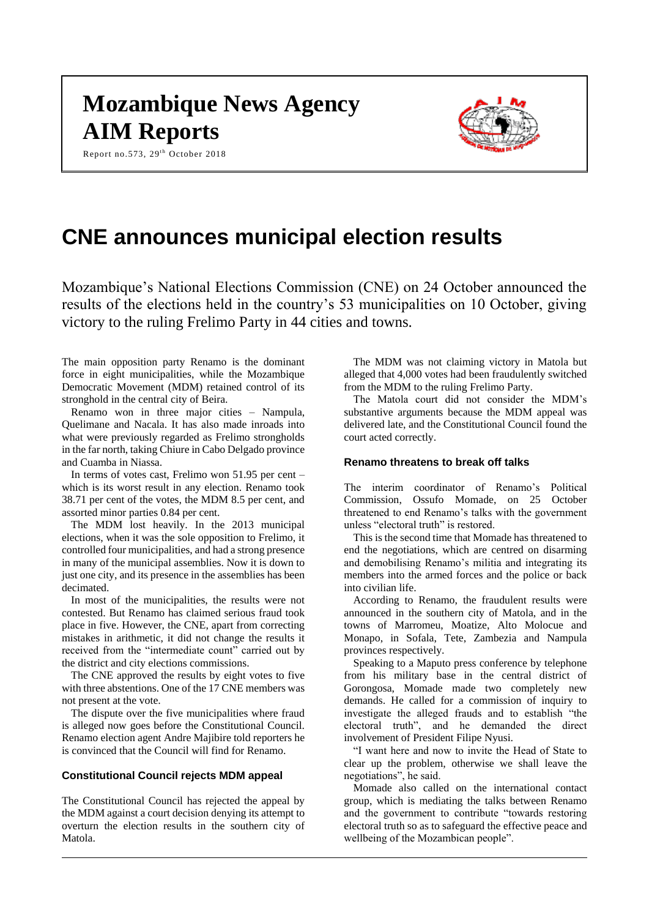# Mozambique News Agency
# AIM Reports

Report no.573, 29th October 2018

# CNE announces municipal election results

Mozambique's National Elections Commission (CNE) on 24 October announced the results of the elections held in the country's 53 municipalities on 10 October, giving victory to the ruling Frelimo Party in 44 cities and towns.

The main opposition party Renamo is the dominant force in eight municipalities, while the Mozambique Democratic Movement (MDM) retained control of its stronghold in the central city of Beira.

Renamo won in three major cities – Nampula, Quelimane and Nacala. It has also made inroads into what were previously regarded as Frelimo strongholds in the far north, taking Chiure in Cabo Delgado province and Cuamba in Niassa.

In terms of votes cast, Frelimo won 51.95 per cent – which is its worst result in any election. Renamo took 38.71 per cent of the votes, the MDM 8.5 per cent, and assorted minor parties 0.84 per cent.

The MDM lost heavily. In the 2013 municipal elections, when it was the sole opposition to Frelimo, it controlled four municipalities, and had a strong presence in many of the municipal assemblies. Now it is down to just one city, and its presence in the assemblies has been decimated.

In most of the municipalities, the results were not contested. But Renamo has claimed serious fraud took place in five. However, the CNE, apart from correcting mistakes in arithmetic, it did not change the results it received from the "intermediate count" carried out by the district and city elections commissions.

The CNE approved the results by eight votes to five with three abstentions. One of the 17 CNE members was not present at the vote.

The dispute over the five municipalities where fraud is alleged now goes before the Constitutional Council. Renamo election agent Andre Majibire told reporters he is convinced that the Council will find for Renamo.

### Constitutional Council rejects MDM appeal

The Constitutional Council has rejected the appeal by the MDM against a court decision denying its attempt to overturn the election results in the southern city of Matola.

The MDM was not claiming victory in Matola but alleged that 4,000 votes had been fraudulently switched from the MDM to the ruling Frelimo Party.

The Matola court did not consider the MDM's substantive arguments because the MDM appeal was delivered late, and the Constitutional Council found the court acted correctly.

### Renamo threatens to break off talks

The interim coordinator of Renamo's Political Commission, Ossufo Momade, on 25 October threatened to end Renamo's talks with the government unless "electoral truth" is restored.

This is the second time that Momade has threatened to end the negotiations, which are centred on disarming and demobilising Renamo's militia and integrating its members into the armed forces and the police or back into civilian life.

According to Renamo, the fraudulent results were announced in the southern city of Matola, and in the towns of Marromeu, Moatize, Alto Molocue and Monapo, in Sofala, Tete, Zambezia and Nampula provinces respectively.

Speaking to a Maputo press conference by telephone from his military base in the central district of Gorongosa, Momade made two completely new demands. He called for a commission of inquiry to investigate the alleged frauds and to establish "the electoral truth", and he demanded the direct involvement of President Filipe Nyusi.

"I want here and now to invite the Head of State to clear up the problem, otherwise we shall leave the negotiations", he said.

Momade also called on the international contact group, which is mediating the talks between Renamo and the government to contribute "towards restoring electoral truth so as to safeguard the effective peace and wellbeing of the Mozambican people".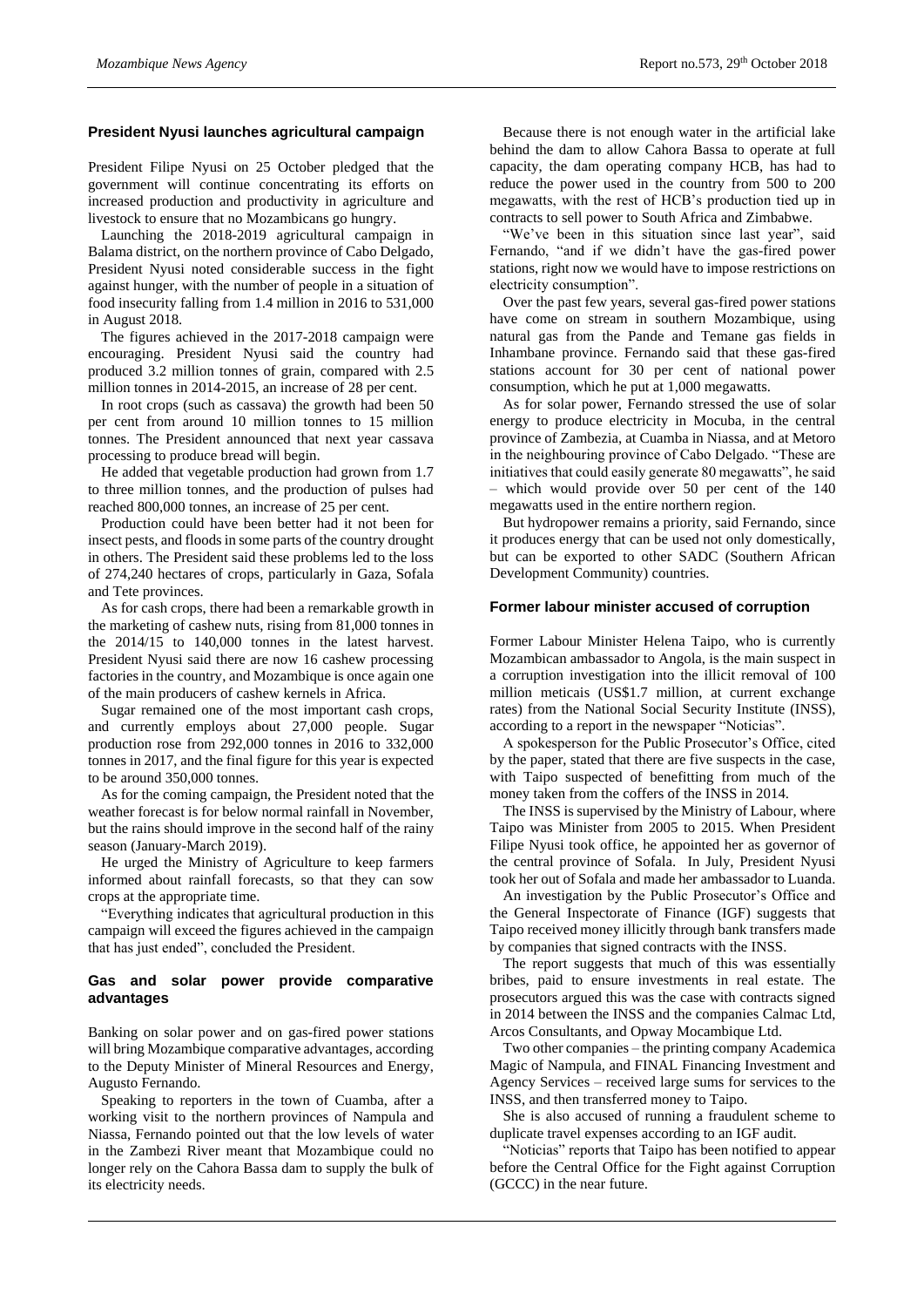## President Nyusi launches agricultural campaign

President Filipe Nyusi on 25 October pledged that the government will continue concentrating its efforts on increased production and productivity in agriculture and livestock to ensure that no Mozambicans go hungry.

Launching the 2018-2019 agricultural campaign in Balama district, on the northern province of Cabo Delgado, President Nyusi noted considerable success in the fight against hunger, with the number of people in a situation of food insecurity falling from 1.4 million in 2016 to 531,000 in August 2018.

The figures achieved in the 2017-2018 campaign were encouraging. President Nyusi said the country had produced 3.2 million tonnes of grain, compared with 2.5 million tonnes in 2014-2015, an increase of 28 per cent.

In root crops (such as cassava) the growth had been 50 per cent from around 10 million tonnes to 15 million tonnes. The President announced that next year cassava processing to produce bread will begin.

He added that vegetable production had grown from 1.7 to three million tonnes, and the production of pulses had reached 800,000 tonnes, an increase of 25 per cent.

Production could have been better had it not been for insect pests, and floods in some parts of the country drought in others. The President said these problems led to the loss of 274,240 hectares of crops, particularly in Gaza, Sofala and Tete provinces.

As for cash crops, there had been a remarkable growth in the marketing of cashew nuts, rising from 81,000 tonnes in the 2014/15 to 140,000 tonnes in the latest harvest. President Nyusi said there are now 16 cashew processing factories in the country, and Mozambique is once again one of the main producers of cashew kernels in Africa.

Sugar remained one of the most important cash crops, and currently employs about 27,000 people. Sugar production rose from 292,000 tonnes in 2016 to 332,000 tonnes in 2017, and the final figure for this year is expected to be around 350,000 tonnes.

As for the coming campaign, the President noted that the weather forecast is for below normal rainfall in November, but the rains should improve in the second half of the rainy season (January-March 2019).

He urged the Ministry of Agriculture to keep farmers informed about rainfall forecasts, so that they can sow crops at the appropriate time.

"Everything indicates that agricultural production in this campaign will exceed the figures achieved in the campaign that has just ended", concluded the President.

## Gas and solar power provide comparative advantages

Banking on solar power and on gas-fired power stations will bring Mozambique comparative advantages, according to the Deputy Minister of Mineral Resources and Energy, Augusto Fernando.

Speaking to reporters in the town of Cuamba, after a working visit to the northern provinces of Nampula and Niassa, Fernando pointed out that the low levels of water in the Zambezi River meant that Mozambique could no longer rely on the Cahora Bassa dam to supply the bulk of its electricity needs.

Because there is not enough water in the artificial lake behind the dam to allow Cahora Bassa to operate at full capacity, the dam operating company HCB, has had to reduce the power used in the country from 500 to 200 megawatts, with the rest of HCB's production tied up in contracts to sell power to South Africa and Zimbabwe.

"We've been in this situation since last year", said Fernando, "and if we didn't have the gas-fired power stations, right now we would have to impose restrictions on electricity consumption".

Over the past few years, several gas-fired power stations have come on stream in southern Mozambique, using natural gas from the Pande and Temane gas fields in Inhambane province. Fernando said that these gas-fired stations account for 30 per cent of national power consumption, which he put at 1,000 megawatts.

As for solar power, Fernando stressed the use of solar energy to produce electricity in Mocuba, in the central province of Zambezia, at Cuamba in Niassa, and at Metoro in the neighbouring province of Cabo Delgado. "These are initiatives that could easily generate 80 megawatts", he said – which would provide over 50 per cent of the 140 megawatts used in the entire northern region.

But hydropower remains a priority, said Fernando, since it produces energy that can be used not only domestically, but can be exported to other SADC (Southern African Development Community) countries.

## Former labour minister accused of corruption

Former Labour Minister Helena Taipo, who is currently Mozambican ambassador to Angola, is the main suspect in a corruption investigation into the illicit removal of 100 million meticais (US$1.7 million, at current exchange rates) from the National Social Security Institute (INSS), according to a report in the newspaper "Noticias".

A spokesperson for the Public Prosecutor's Office, cited by the paper, stated that there are five suspects in the case, with Taipo suspected of benefitting from much of the money taken from the coffers of the INSS in 2014.

The INSS is supervised by the Ministry of Labour, where Taipo was Minister from 2005 to 2015. When President Filipe Nyusi took office, he appointed her as governor of the central province of Sofala. In July, President Nyusi took her out of Sofala and made her ambassador to Luanda.

An investigation by the Public Prosecutor's Office and the General Inspectorate of Finance (IGF) suggests that Taipo received money illicitly through bank transfers made by companies that signed contracts with the INSS.

The report suggests that much of this was essentially bribes, paid to ensure investments in real estate. The prosecutors argued this was the case with contracts signed in 2014 between the INSS and the companies Calmac Ltd, Arcos Consultants, and Opway Mocambique Ltd.

Two other companies – the printing company Academica Magic of Nampula, and FINAL Financing Investment and Agency Services – received large sums for services to the INSS, and then transferred money to Taipo.

She is also accused of running a fraudulent scheme to duplicate travel expenses according to an IGF audit.

"Noticias" reports that Taipo has been notified to appear before the Central Office for the Fight against Corruption (GCCC) in the near future.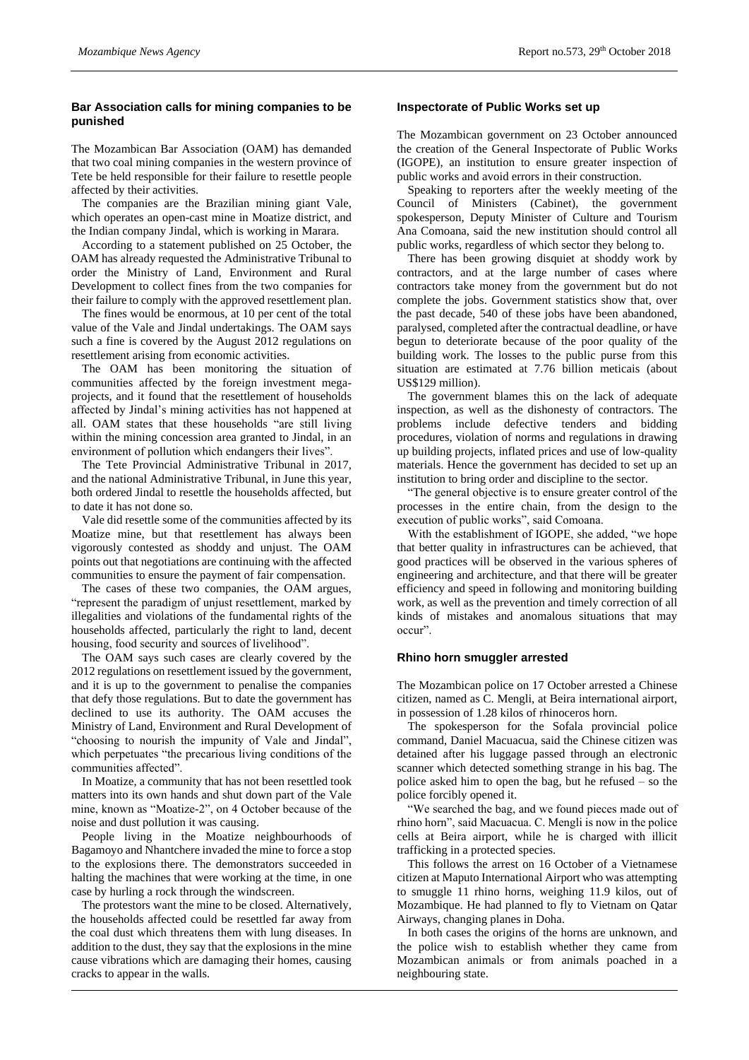## Bar Association calls for mining companies to be punished

The Mozambican Bar Association (OAM) has demanded that two coal mining companies in the western province of Tete be held responsible for their failure to resettle people affected by their activities.

The companies are the Brazilian mining giant Vale, which operates an open-cast mine in Moatize district, and the Indian company Jindal, which is working in Marara.

According to a statement published on 25 October, the OAM has already requested the Administrative Tribunal to order the Ministry of Land, Environment and Rural Development to collect fines from the two companies for their failure to comply with the approved resettlement plan.

The fines would be enormous, at 10 per cent of the total value of the Vale and Jindal undertakings. The OAM says such a fine is covered by the August 2012 regulations on resettlement arising from economic activities.

The OAM has been monitoring the situation of communities affected by the foreign investment mega-projects, and it found that the resettlement of households affected by Jindal's mining activities has not happened at all. OAM states that these households "are still living within the mining concession area granted to Jindal, in an environment of pollution which endangers their lives".

The Tete Provincial Administrative Tribunal in 2017, and the national Administrative Tribunal, in June this year, both ordered Jindal to resettle the households affected, but to date it has not done so.

Vale did resettle some of the communities affected by its Moatize mine, but that resettlement has always been vigorously contested as shoddy and unjust. The OAM points out that negotiations are continuing with the affected communities to ensure the payment of fair compensation.

The cases of these two companies, the OAM argues, "represent the paradigm of unjust resettlement, marked by illegalities and violations of the fundamental rights of the households affected, particularly the right to land, decent housing, food security and sources of livelihood".

The OAM says such cases are clearly covered by the 2012 regulations on resettlement issued by the government, and it is up to the government to penalise the companies that defy those regulations. But to date the government has declined to use its authority. The OAM accuses the Ministry of Land, Environment and Rural Development of "choosing to nourish the impunity of Vale and Jindal", which perpetuates "the precarious living conditions of the communities affected".

In Moatize, a community that has not been resettled took matters into its own hands and shut down part of the Vale mine, known as "Moatize-2", on 4 October because of the noise and dust pollution it was causing.

People living in the Moatize neighbourhoods of Bagamoyo and Nhantchere invaded the mine to force a stop to the explosions there. The demonstrators succeeded in halting the machines that were working at the time, in one case by hurling a rock through the windscreen.

The protestors want the mine to be closed. Alternatively, the households affected could be resettled far away from the coal dust which threatens them with lung diseases. In addition to the dust, they say that the explosions in the mine cause vibrations which are damaging their homes, causing cracks to appear in the walls.

## Inspectorate of Public Works set up

The Mozambican government on 23 October announced the creation of the General Inspectorate of Public Works (IGOPE), an institution to ensure greater inspection of public works and avoid errors in their construction.

Speaking to reporters after the weekly meeting of the Council of Ministers (Cabinet), the government spokesperson, Deputy Minister of Culture and Tourism Ana Comoana, said the new institution should control all public works, regardless of which sector they belong to.

There has been growing disquiet at shoddy work by contractors, and at the large number of cases where contractors take money from the government but do not complete the jobs. Government statistics show that, over the past decade, 540 of these jobs have been abandoned, paralysed, completed after the contractual deadline, or have begun to deteriorate because of the poor quality of the building work. The losses to the public purse from this situation are estimated at 7.76 billion meticais (about US$129 million).

The government blames this on the lack of adequate inspection, as well as the dishonesty of contractors. The problems include defective tenders and bidding procedures, violation of norms and regulations in drawing up building projects, inflated prices and use of low-quality materials. Hence the government has decided to set up an institution to bring order and discipline to the sector.

"The general objective is to ensure greater control of the processes in the entire chain, from the design to the execution of public works", said Comoana.

With the establishment of IGOPE, she added, "we hope that better quality in infrastructures can be achieved, that good practices will be observed in the various spheres of engineering and architecture, and that there will be greater efficiency and speed in following and monitoring building work, as well as the prevention and timely correction of all kinds of mistakes and anomalous situations that may occur".

## Rhino horn smuggler arrested

The Mozambican police on 17 October arrested a Chinese citizen, named as C. Mengli, at Beira international airport, in possession of 1.28 kilos of rhinoceros horn.

The spokesperson for the Sofala provincial police command, Daniel Macuacua, said the Chinese citizen was detained after his luggage passed through an electronic scanner which detected something strange in his bag. The police asked him to open the bag, but he refused – so the police forcibly opened it.

"We searched the bag, and we found pieces made out of rhino horn", said Macuacua. C. Mengli is now in the police cells at Beira airport, while he is charged with illicit trafficking in a protected species.

This follows the arrest on 16 October of a Vietnamese citizen at Maputo International Airport who was attempting to smuggle 11 rhino horns, weighing 11.9 kilos, out of Mozambique. He had planned to fly to Vietnam on Qatar Airways, changing planes in Doha.

In both cases the origins of the horns are unknown, and the police wish to establish whether they came from Mozambican animals or from animals poached in a neighbouring state.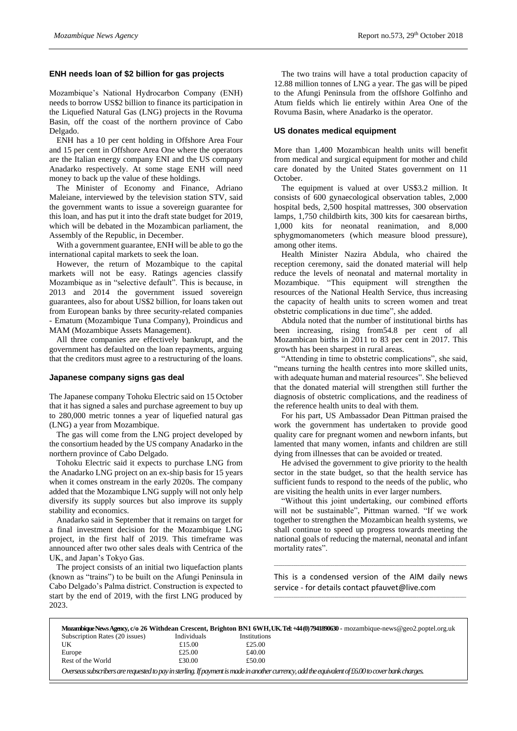## ENH needs loan of $2 billion for gas projects

Mozambique's National Hydrocarbon Company (ENH) needs to borrow US$2 billion to finance its participation in the Liquefied Natural Gas (LNG) projects in the Rovuma Basin, off the coast of the northern province of Cabo Delgado.

ENH has a 10 per cent holding in Offshore Area Four and 15 per cent in Offshore Area One where the operators are the Italian energy company ENI and the US company Anadarko respectively. At some stage ENH will need money to back up the value of these holdings.

The Minister of Economy and Finance, Adriano Maleiane, interviewed by the television station STV, said the government wants to issue a sovereign guarantee for this loan, and has put it into the draft state budget for 2019, which will be debated in the Mozambican parliament, the Assembly of the Republic, in December.

With a government guarantee, ENH will be able to go the international capital markets to seek the loan.

However, the return of Mozambique to the capital markets will not be easy. Ratings agencies classify Mozambique as in "selective default". This is because, in 2013 and 2014 the government issued sovereign guarantees, also for about US$2 billion, for loans taken out from European banks by three security-related companies - Ematum (Mozambique Tuna Company), Proindicus and MAM (Mozambique Assets Management).

All three companies are effectively bankrupt, and the government has defaulted on the loan repayments, arguing that the creditors must agree to a restructuring of the loans.

## Japanese company signs gas deal

The Japanese company Tohoku Electric said on 15 October that it has signed a sales and purchase agreement to buy up to 280,000 metric tonnes a year of liquefied natural gas (LNG) a year from Mozambique.

The gas will come from the LNG project developed by the consortium headed by the US company Anadarko in the northern province of Cabo Delgado.

Tohoku Electric said it expects to purchase LNG from the Anadarko LNG project on an ex-ship basis for 15 years when it comes onstream in the early 2020s. The company added that the Mozambique LNG supply will not only help diversify its supply sources but also improve its supply stability and economics.

Anadarko said in September that it remains on target for a final investment decision for the Mozambique LNG project, in the first half of 2019. This timeframe was announced after two other sales deals with Centrica of the UK, and Japan's Tokyo Gas.

The project consists of an initial two liquefaction plants (known as "trains") to be built on the Afungi Peninsula in Cabo Delgado's Palma district. Construction is expected to start by the end of 2019, with the first LNG produced by 2023.

The two trains will have a total production capacity of 12.88 million tonnes of LNG a year. The gas will be piped to the Afungi Peninsula from the offshore Golfinho and Atum fields which lie entirely within Area One of the Rovuma Basin, where Anadarko is the operator.

## US donates medical equipment

More than 1,400 Mozambican health units will benefit from medical and surgical equipment for mother and child care donated by the United States government on 11 October.

The equipment is valued at over US$3.2 million. It consists of 600 gynaecological observation tables, 2,000 hospital beds, 2,500 hospital mattresses, 300 observation lamps, 1,750 childbirth kits, 300 kits for caesarean births, 1,000 kits for neonatal reanimation, and 8,000 sphygmomanometers (which measure blood pressure), among other items.

Health Minister Nazira Abdula, who chaired the reception ceremony, said the donated material will help reduce the levels of neonatal and maternal mortality in Mozambique. "This equipment will strengthen the resources of the National Health Service, thus increasing the capacity of health units to screen women and treat obstetric complications in due time", she added.

Abdula noted that the number of institutional births has been increasing, rising from54.8 per cent of all Mozambican births in 2011 to 83 per cent in 2017. This growth has been sharpest in rural areas.

"Attending in time to obstetric complications", she said, "means turning the health centres into more skilled units, with adequate human and material resources". She believed that the donated material will strengthen still further the diagnosis of obstetric complications, and the readiness of the reference health units to deal with them.

For his part, US Ambassador Dean Pittman praised the work the government has undertaken to provide good quality care for pregnant women and newborn infants, but lamented that many women, infants and children are still dying from illnesses that can be avoided or treated.

He advised the government to give priority to the health sector in the state budget, so that the health service has sufficient funds to respond to the needs of the public, who are visiting the health units in ever larger numbers.

"Without this joint undertaking, our combined efforts will not be sustainable", Pittman warned. "If we work together to strengthen the Mozambican health systems, we shall continue to speed up progress towards meeting the national goals of reducing the maternal, neonatal and infant mortality rates".

---

This is a condensed version of the AIM daily news service - for details contact pfauvet@live.com

---

**Mozambique News Agency, c/o 26 Withdean Crescent, Brighton BN1 6WH, UK. Tel: +44 (0) 7941890630** - mozambique-news@geo2.poptel.org.uk

| Subscription Rates (20 issues) | Individuals | Institutions |
|---|---|---|
| UK | £15.00 | £25.00 |
| Europe | £25.00 | £40.00 |
| Rest of the World | £30.00 | £50.00 |

*Overseas subscribers are requested to pay in sterling. If payment is made in another currency, add the equivalent of £6.00 to cover bank charges.*